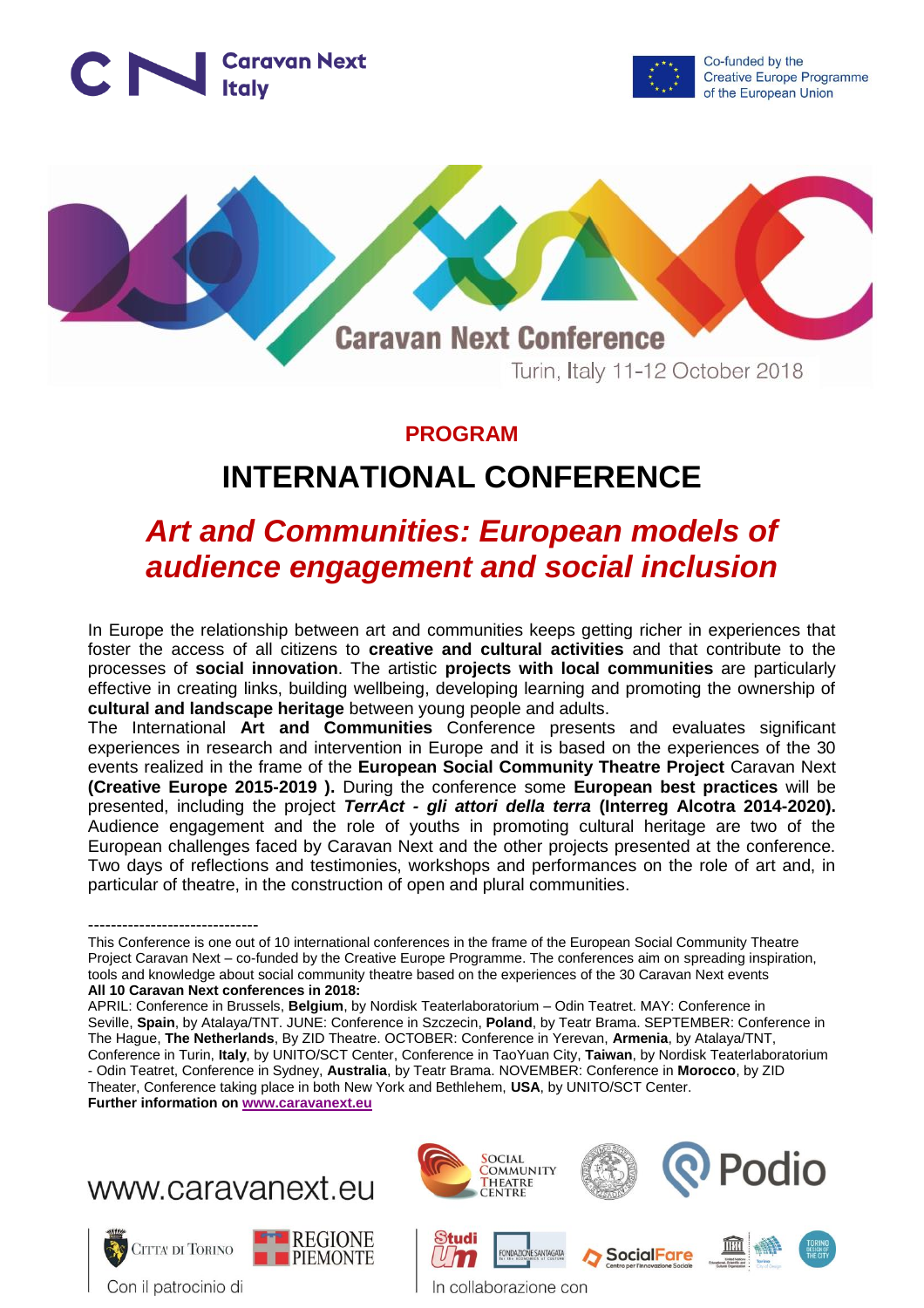Caravan Next Italy

Co-funded by the Creative Europe Programme of the European Union

Caravan Next Conference

Turin, Italy 11-12 October 2018

## PROGRAM

# INTERNATIONAL CONFERENCE

## *Art and Communities: European models of audience engagement and social inclusion*

In Europe the relationship between art and communities keeps getting richer in experiences that foster the access of all citizens to **creative and cultural activities** and that contribute to the processes of **social innovation**. The artistic **projects with local communities** are particularly effective in creating links, building wellbeing, developing learning and promoting the ownership of **cultural and landscape heritage** between young people and adults.

The International **Art and Communities** Conference presents and evaluates significant experiences in research and intervention in Europe and it is based on the experiences of the 30 events realized in the frame of the **European Social Community Theatre Project** Caravan Next **(Creative Europe 2015-2019 ).** During the conference some **European best practices** will be presented, including the project ***TerrAct - gli attori della terra*** **(Interreg Alcotra 2014-2020).** Audience engagement and the role of youths in promoting cultural heritage are two of the European challenges faced by Caravan Next and the other projects presented at the conference. Two days of reflections and testimonies, workshops and performances on the role of art and, in particular of theatre, in the construction of open and plural communities.

------------------------------

This Conference is one out of 10 international conferences in the frame of the European Social Community Theatre Project Caravan Next – co-funded by the Creative Europe Programme. The conferences aim on spreading inspiration, tools and knowledge about social community theatre based on the experiences of the 30 Caravan Next events

**All 10 Caravan Next conferences in 2018:**

APRIL: Conference in Brussels, **Belgium**, by Nordisk Teaterlaboratorium – Odin Teatret. MAY: Conference in Seville, **Spain**, by Atalaya/TNT. JUNE: Conference in Szczecin, **Poland**, by Teatr Brama. SEPTEMBER: Conference in The Hague, **The Netherlands**, By ZID Theatre. OCTOBER: Conference in Yerevan, **Armenia**, by Atalaya/TNT, Conference in Turin, **Italy**, by UNITO/SCT Center, Conference in TaoYuan City, **Taiwan**, by Nordisk Teaterlaboratorium - Odin Teatret, Conference in Sydney, **Australia**, by Teatr Brama. NOVEMBER: Conference in **Morocco**, by ZID Theater, Conference taking place in both New York and Bethlehem, **USA**, by UNITO/SCT Center.

**Further information on [www.caravanext.eu](http://www.caravanext.eu)**

www.caravanext.eu

Città di Torino | Regione Piemonte

Con il patrocinio di

Social Community Theatre Centre | Podio | Studium | Fondazione Santagata | SocialFare | Torino Design of the City

In collaborazione con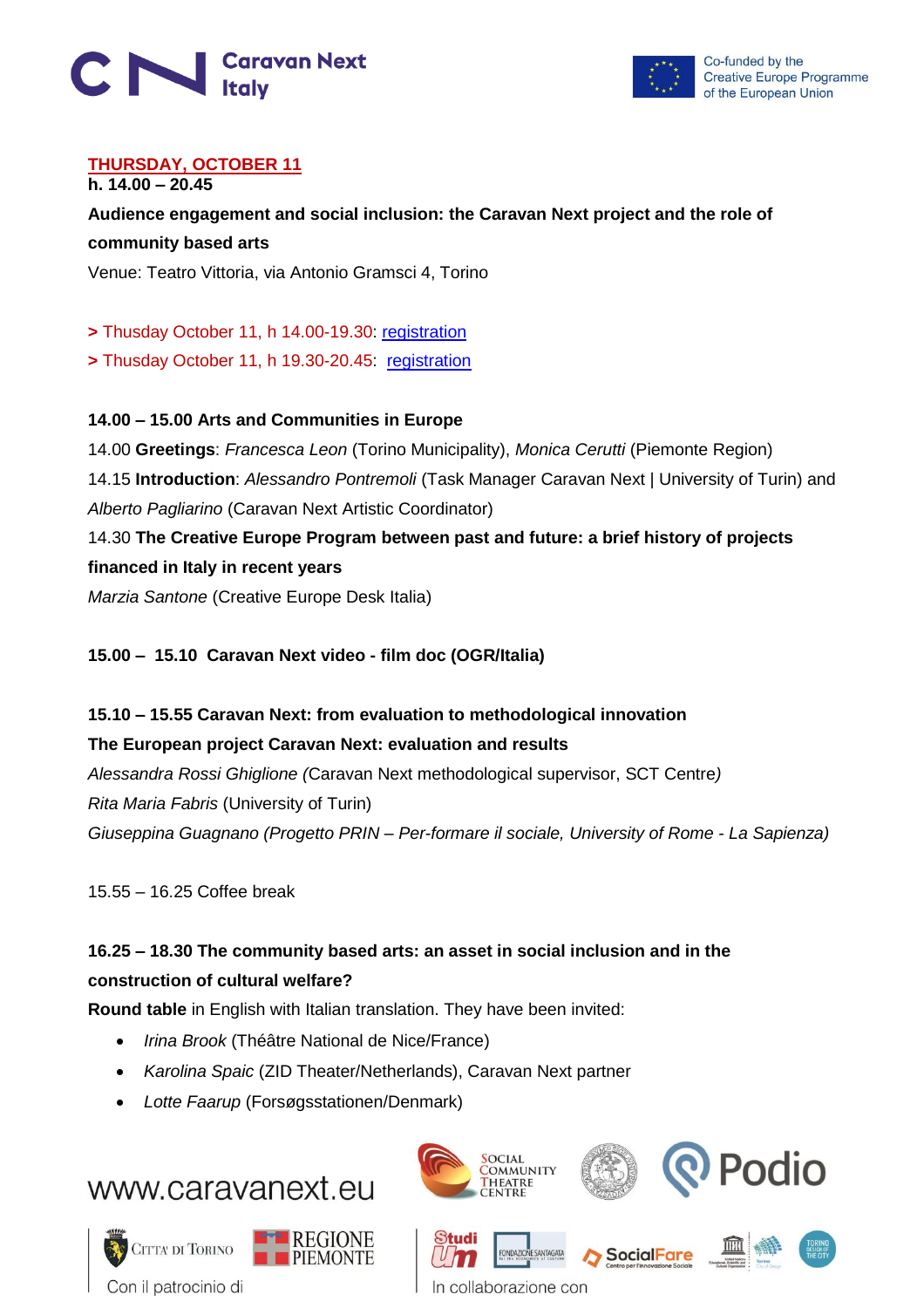**THURSDAY, OCTOBER 11**
**h. 14.00 – 20.45**

**Audience engagement and social inclusion: the Caravan Next project and the role of community based arts**

Venue: Teatro Vittoria, via Antonio Gramsci 4, Torino

**>** Thusday October 11, h 14.00-19.30: registration
**>** Thusday October 11, h 19.30-20.45: registration

**14.00 – 15.00 Arts and Communities in Europe**

14.00 **Greetings**: *Francesca Leon* (Torino Municipality), *Monica Cerutti* (Piemonte Region)
14.15 **Introduction**: *Alessandro Pontremoli* (Task Manager Caravan Next | University of Turin) and *Alberto Pagliarino* (Caravan Next Artistic Coordinator)
14.30 **The Creative Europe Program between past and future: a brief history of projects financed in Italy in recent years**
*Marzia Santone* (Creative Europe Desk Italia)

**15.00 – 15.10 Caravan Next video - film doc (OGR/Italia)**

**15.10 – 15.55 Caravan Next: from evaluation to methodological innovation**
**The European project Caravan Next: evaluation and results**
*Alessandra Rossi Ghiglione (*Caravan Next methodological supervisor, SCT Centre*)*
*Rita Maria Fabris* (University of Turin)
*Giuseppina Guagnano (Progetto PRIN – Per-formare il sociale, University of Rome - La Sapienza)*

15.55 – 16.25 Coffee break

**16.25 – 18.30 The community based arts: an asset in social inclusion and in the construction of cultural welfare?**
**Round table** in English with Italian translation. They have been invited:

- *Irina Brook* (Théâtre National de Nice/France)
- *Karolina Spaic* (ZID Theater/Netherlands), Caravan Next partner
- *Lotte Faarup* (Forsøgsstationen/Denmark)

www.caravanext.eu

Con il patrocinio di

In collaborazione con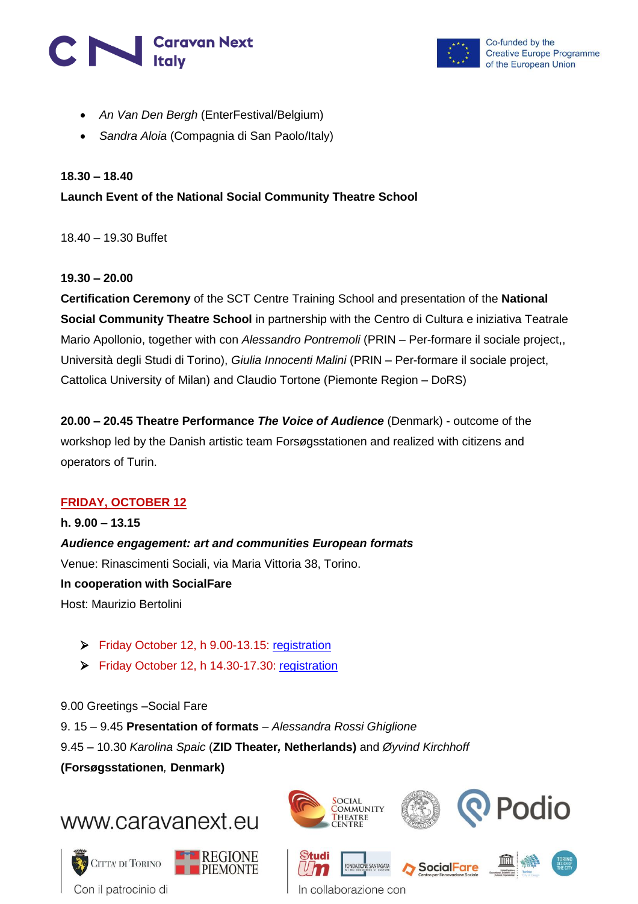- *An Van Den Bergh* (EnterFestival/Belgium)
- *Sandra Aloia* (Compagnia di San Paolo/Italy)

**18.30 – 18.40**

**Launch Event of the National Social Community Theatre School**

18.40 – 19.30 Buffet

**19.30 – 20.00**

**Certification Ceremony** of the SCT Centre Training School and presentation of the **National Social Community Theatre School** in partnership with the Centro di Cultura e iniziativa Teatrale Mario Apollonio, together with con *Alessandro Pontremoli* (PRIN – Per-formare il sociale project,, Università degli Studi di Torino), *Giulia Innocenti Malini* (PRIN – Per-formare il sociale project, Cattolica University of Milan) and Claudio Tortone (Piemonte Region – DoRS)

**20.00 – 20.45 Theatre Performance *The Voice of Audience*** (Denmark) - outcome of the workshop led by the Danish artistic team Forsøgsstationen and realized with citizens and operators of Turin.

## FRIDAY, OCTOBER 12

**h. 9.00 – 13.15**

***Audience engagement: art and communities European formats***

Venue: Rinascimenti Sociali, via Maria Vittoria 38, Torino.

**In cooperation with SocialFare**

Host: Maurizio Bertolini

- Friday October 12, h 9.00-13.15: registration
- Friday October 12, h 14.30-17.30: registration

9.00 Greetings –Social Fare

9. 15 – 9.45 **Presentation of formats** – *Alessandra Rossi Ghiglione*

9.45 – 10.30 *Karolina Spaic* (**ZID Theater, Netherlands)** and *Øyvind Kirchhoff* **(Forsøgsstationen, Denmark)**

www.caravanext.eu

Con il patrocinio di

In collaborazione con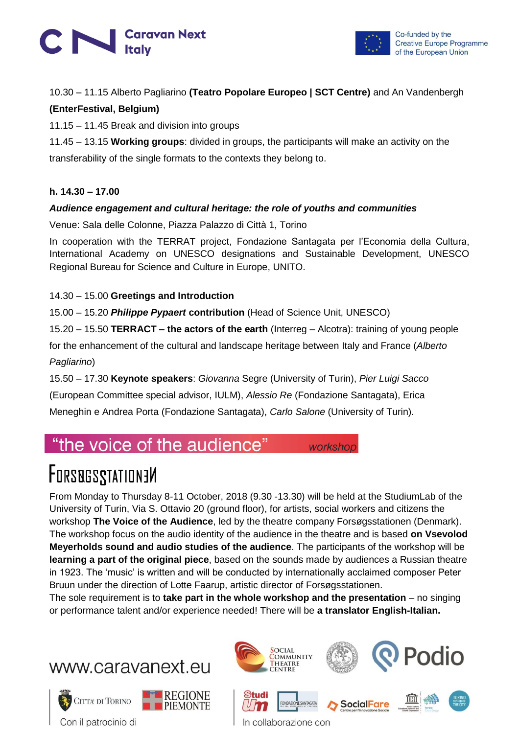10.30 – 11.15 Alberto Pagliarino **(Teatro Popolare Europeo | SCT Centre)** and An Vandenbergh **(EnterFestival, Belgium)**

11.15 – 11.45 Break and division into groups

11.45 – 13.15 **Working groups**: divided in groups, the participants will make an activity on the transferability of the single formats to the contexts they belong to.

**h. 14.30 – 17.00**

***Audience engagement and cultural heritage: the role of youths and communities***

Venue: Sala delle Colonne, Piazza Palazzo di Città 1, Torino

In cooperation with the TERRAT project, Fondazione Santagata per l'Economia della Cultura, International Academy on UNESCO designations and Sustainable Development, UNESCO Regional Bureau for Science and Culture in Europe, UNITO.

14.30 – 15.00 **Greetings and Introduction**

15.00 – 15.20 ***Philippe Pypaert* contribution** (Head of Science Unit, UNESCO)

15.20 – 15.50 **TERRACT – the actors of the earth** (Interreg – Alcotra): training of young people for the enhancement of the cultural and landscape heritage between Italy and France (*Alberto Pagliarino*)

15.50 – 17.30 **Keynote speakers**: *Giovanna* Segre (University of Turin), *Pier Luigi Sacco* (European Committee special advisor, IULM), *Alessio Re* (Fondazione Santagata), Erica Meneghin e Andrea Porta (Fondazione Santagata), *Carlo Salone* (University of Turin).

## "the voice of the audience" *workshop*

## FORSØGSSTATIONEN

From Monday to Thursday 8-11 October, 2018 (9.30 -13.30) will be held at the StudiumLab of the University of Turin, Via S. Ottavio 20 (ground floor), for artists, social workers and citizens the workshop **The Voice of the Audience**, led by the theatre company Forsøgsstationen (Denmark). The workshop focus on the audio identity of the audience in the theatre and is based **on Vsevolod Meyerholds sound and audio studies of the audience**. The participants of the workshop will be **learning a part of the original piece**, based on the sounds made by audiences a Russian theatre in 1923. The 'music' is written and will be conducted by internationally acclaimed composer Peter Bruun under the direction of Lotte Faarup, artistic director of Forsøgsstationen.
The sole requirement is to **take part in the whole workshop and the presentation** – no singing or performance talent and/or experience needed! There will be **a translator English-Italian.**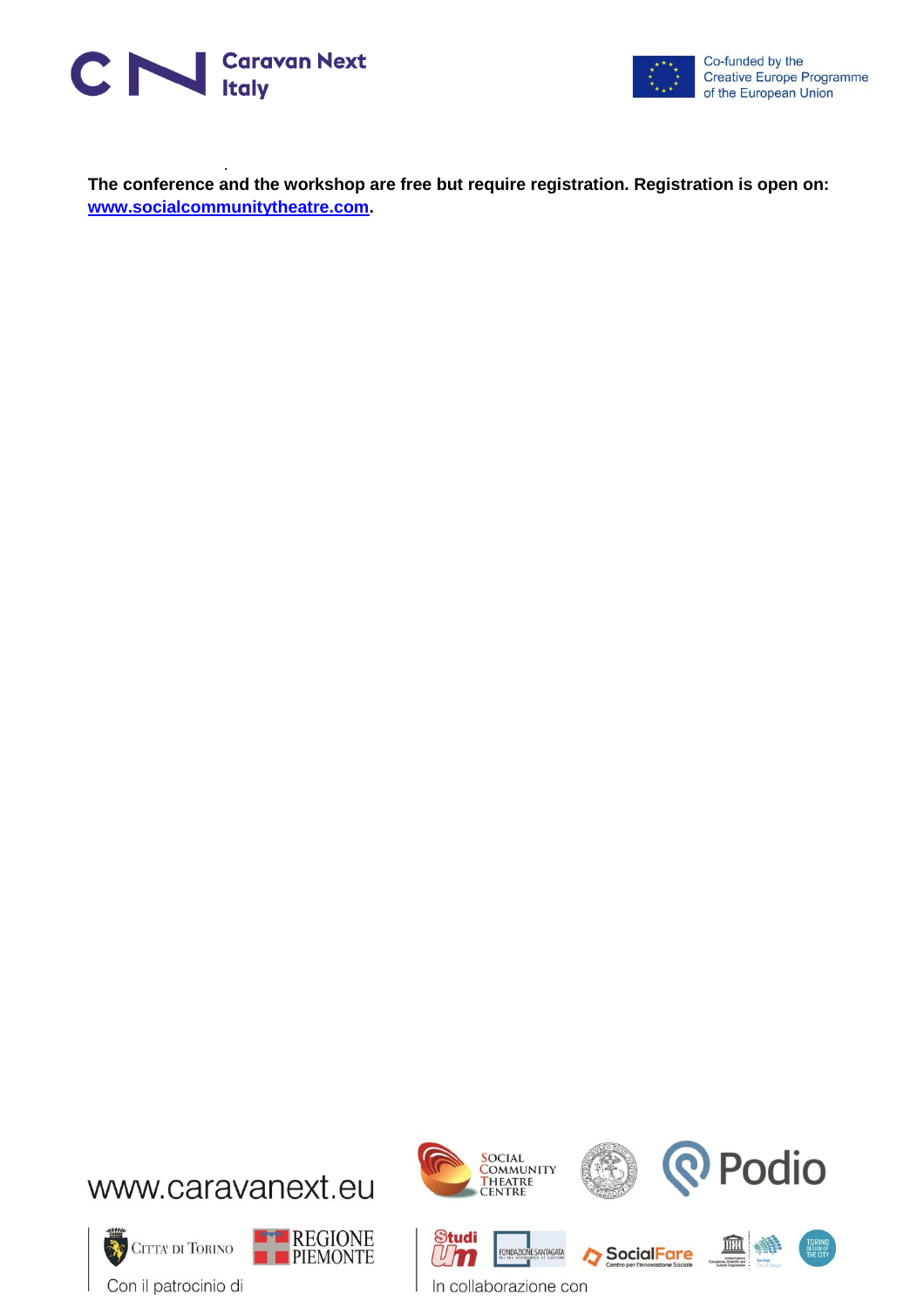**The conference and the workshop are free but require registration. Registration is open on: [www.socialcommunitytheatre.com](http://www.socialcommunitytheatre.com).**

www.caravanext.eu

Con il patrocinio di

In collaborazione con